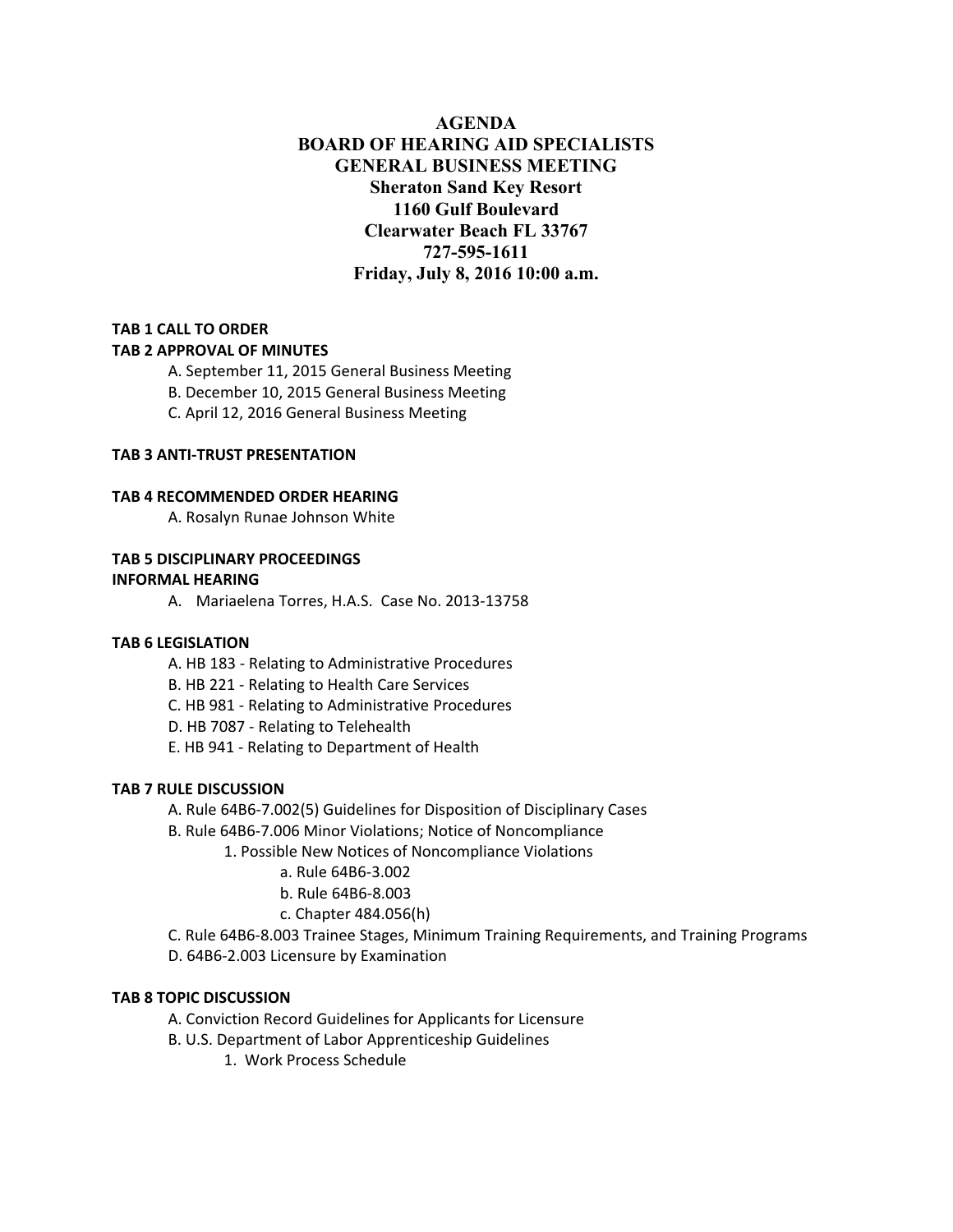# AGENDA
# BOARD OF HEARING AID SPECIALISTS
# GENERAL BUSINESS MEETING

**Sheraton Sand Key Resort**
**1160 Gulf Boulevard**
**Clearwater Beach FL 33767**
**727-595-1611**
**Friday, July 8, 2016 10:00 a.m.**

**TAB 1 CALL TO ORDER**

**TAB 2 APPROVAL OF MINUTES**

- A. September 11, 2015 General Business Meeting
- B. December 10, 2015 General Business Meeting
- C. April 12, 2016 General Business Meeting

**TAB 3 ANTI-TRUST PRESENTATION**

**TAB 4 RECOMMENDED ORDER HEARING**

- A. Rosalyn Runae Johnson White

**TAB 5 DISCIPLINARY PROCEEDINGS**
**INFORMAL HEARING**

- A. Mariaelena Torres, H.A.S. Case No. 2013-13758

**TAB 6 LEGISLATION**

- A. HB 183 - Relating to Administrative Procedures
- B. HB 221 - Relating to Health Care Services
- C. HB 981 - Relating to Administrative Procedures
- D. HB 7087 - Relating to Telehealth
- E. HB 941 - Relating to Department of Health

**TAB 7 RULE DISCUSSION**

- A. Rule 64B6-7.002(5) Guidelines for Disposition of Disciplinary Cases
- B. Rule 64B6-7.006 Minor Violations; Notice of Noncompliance
  - 1. Possible New Notices of Noncompliance Violations
    - a. Rule 64B6-3.002
    - b. Rule 64B6-8.003
    - c. Chapter 484.056(h)
- C. Rule 64B6-8.003 Trainee Stages, Minimum Training Requirements, and Training Programs
- D. 64B6-2.003 Licensure by Examination

**TAB 8 TOPIC DISCUSSION**

- A. Conviction Record Guidelines for Applicants for Licensure
- B. U.S. Department of Labor Apprenticeship Guidelines
  - 1. Work Process Schedule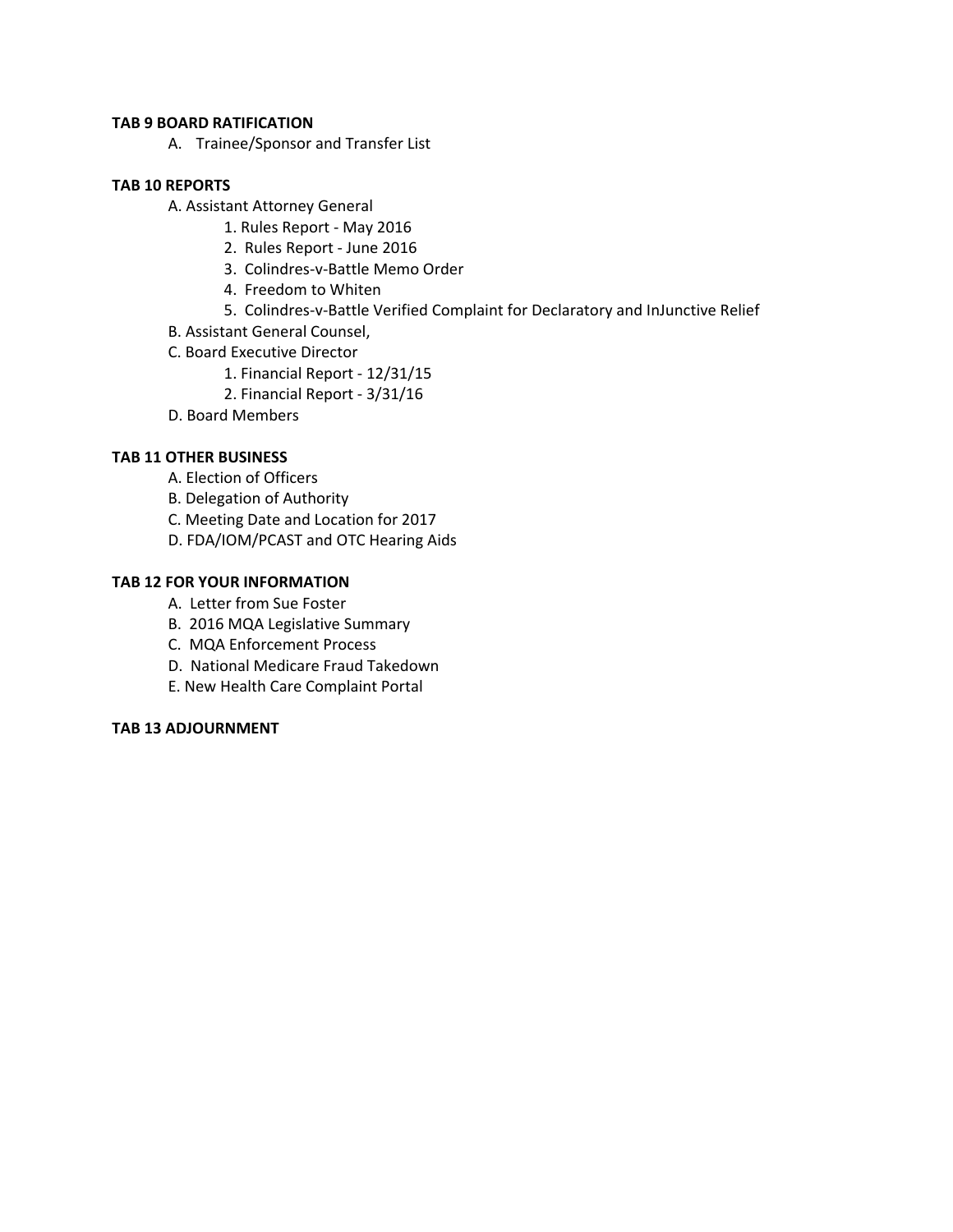**TAB 9 BOARD RATIFICATION**

A. Trainee/Sponsor and Transfer List

**TAB 10 REPORTS**

A. Assistant Attorney General
   1. Rules Report - May 2016
   2. Rules Report - June 2016
   3. Colindres-v-Battle Memo Order
   4. Freedom to Whiten
   5. Colindres-v-Battle Verified Complaint for Declaratory and InJunctive Relief

B. Assistant General Counsel,

C. Board Executive Director
   1. Financial Report - 12/31/15
   2. Financial Report - 3/31/16

D. Board Members

**TAB 11 OTHER BUSINESS**

A. Election of Officers

B. Delegation of Authority

C. Meeting Date and Location for 2017

D. FDA/IOM/PCAST and OTC Hearing Aids

**TAB 12 FOR YOUR INFORMATION**

A. Letter from Sue Foster

B. 2016 MQA Legislative Summary

C. MQA Enforcement Process

D. National Medicare Fraud Takedown

E. New Health Care Complaint Portal

**TAB 13 ADJOURNMENT**